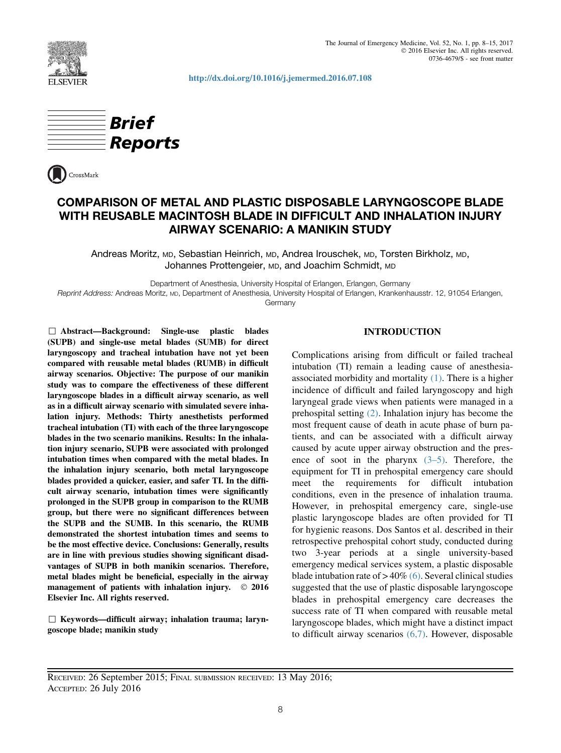http://dx.doi.org/10.1016/j.jemermed.2016.07.108

**Brief Reports**

# COMPARISON OF METAL AND PLASTIC DISPOSABLE LARYNGOSCOPE BLADE WITH REUSABLE MACINTOSH BLADE IN DIFFICULT AND INHALATION INJURY AIRWAY SCENARIO: A MANIKIN STUDY

Andreas Moritz, MD, Sebastian Heinrich, MD, Andrea Irouschek, MD, Torsten Birkholz, MD, Johannes Prottengeier, MD, and Joachim Schmidt, MD

Department of Anesthesia, University Hospital of Erlangen, Erlangen, Germany

*Reprint Address:* Andreas Moritz, MD, Department of Anesthesia, University Hospital of Erlangen, Krankenhausstr. 12, 91054 Erlangen, Germany

☐ **Abstract—Background: Single-use plastic blades (SUPB) and single-use metal blades (SUMB) for direct laryngoscopy and tracheal intubation have not yet been compared with reusable metal blades (RUMB) in difficult airway scenarios. Objective: The purpose of our manikin study was to compare the effectiveness of these different laryngoscope blades in a difficult airway scenario, as well as in a difficult airway scenario with simulated severe inhalation injury. Methods: Thirty anesthetists performed tracheal intubation (TI) with each of the three laryngoscope blades in the two scenario manikins. Results: In the inhalation injury scenario, SUPB were associated with prolonged intubation times when compared with the metal blades. In the inhalation injury scenario, both metal laryngoscope blades provided a quicker, easier, and safer TI. In the difficult airway scenario, intubation times were significantly prolonged in the SUPB group in comparison to the RUMB group, but there were no significant differences between the SUPB and the SUMB. In this scenario, the RUMB demonstrated the shortest intubation times and seems to be the most effective device. Conclusions: Generally, results are in line with previous studies showing significant disadvantages of SUPB in both manikin scenarios. Therefore, metal blades might be beneficial, especially in the airway management of patients with inhalation injury. © 2016 Elsevier Inc. All rights reserved.**

☐ **Keywords—difficult airway; inhalation trauma; laryngoscope blade; manikin study**

## INTRODUCTION

Complications arising from difficult or failed tracheal intubation (TI) remain a leading cause of anesthesia-associated morbidity and mortality (1). There is a higher incidence of difficult and failed laryngoscopy and high laryngeal grade views when patients were managed in a prehospital setting (2). Inhalation injury has become the most frequent cause of death in acute phase of burn patients, and can be associated with a difficult airway caused by acute upper airway obstruction and the presence of soot in the pharynx (3–5). Therefore, the equipment for TI in prehospital emergency care should meet the requirements for difficult intubation conditions, even in the presence of inhalation trauma. However, in prehospital emergency care, single-use plastic laryngoscope blades are often provided for TI for hygienic reasons. Dos Santos et al. described in their retrospective prehospital cohort study, conducted during two 3-year periods at a single university-based emergency medical services system, a plastic disposable blade intubation rate of >40% (6). Several clinical studies suggested that the use of plastic disposable laryngoscope blades in prehospital emergency care decreases the success rate of TI when compared with reusable metal laryngoscope blades, which might have a distinct impact to difficult airway scenarios (6,7). However, disposable

RECEIVED: 26 September 2015; FINAL SUBMISSION RECEIVED: 13 May 2016;
ACCEPTED: 26 July 2016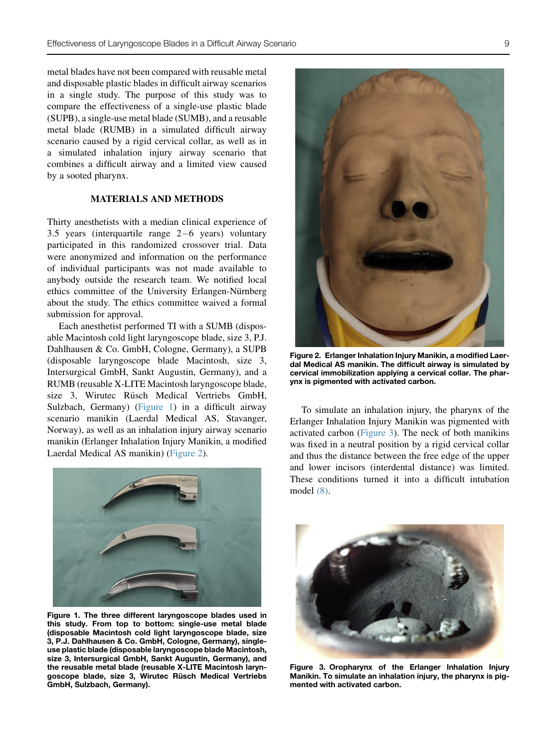metal blades have not been compared with reusable metal and disposable plastic blades in difficult airway scenarios in a single study. The purpose of this study was to compare the effectiveness of a single-use plastic blade (SUPB), a single-use metal blade (SUMB), and a reusable metal blade (RUMB) in a simulated difficult airway scenario caused by a rigid cervical collar, as well as in a simulated inhalation injury airway scenario that combines a difficult airway and a limited view caused by a sooted pharynx.

## MATERIALS AND METHODS

Thirty anesthetists with a median clinical experience of 3.5 years (interquartile range 2–6 years) voluntary participated in this randomized crossover trial. Data were anonymized and information on the performance of individual participants was not made available to anybody outside the research team. We notified local ethics committee of the University Erlangen-Nürnberg about the study. The ethics committee waived a formal submission for approval.

Each anesthetist performed TI with a SUMB (disposable Macintosh cold light laryngoscope blade, size 3, P.J. Dahlhausen & Co. GmbH, Cologne, Germany), a SUPB (disposable laryngoscope blade Macintosh, size 3, Intersurgical GmbH, Sankt Augustin, Germany), and a RUMB (reusable X-LITE Macintosh laryngoscope blade, size 3, Wirutec Rüsch Medical Vertriebs GmbH, Sulzbach, Germany) (Figure 1) in a difficult airway scenario manikin (Laerdal Medical AS, Stavanger, Norway), as well as an inhalation injury airway scenario manikin (Erlanger Inhalation Injury Manikin, a modified Laerdal Medical AS manikin) (Figure 2).

**Figure 1. The three different laryngoscope blades used in this study. From top to bottom: single-use metal blade (disposable Macintosh cold light laryngoscope blade, size 3, P.J. Dahlhausen & Co. GmbH, Cologne, Germany), single-use plastic blade (disposable laryngoscope blade Macintosh, size 3, Intersurgical GmbH, Sankt Augustin, Germany), and the reusable metal blade (reusable X-LITE Macintosh laryngoscope blade, size 3, Wirutec Rüsch Medical Vertriebs GmbH, Sulzbach, Germany).**

**Figure 2. Erlanger Inhalation Injury Manikin, a modified Laerdal Medical AS manikin. The difficult airway is simulated by cervical immobilization applying a cervical collar. The pharynx is pigmented with activated carbon.**

To simulate an inhalation injury, the pharynx of the Erlanger Inhalation Injury Manikin was pigmented with activated carbon (Figure 3). The neck of both manikins was fixed in a neutral position by a rigid cervical collar and thus the distance between the free edge of the upper and lower incisors (interdental distance) was limited. These conditions turned it into a difficult intubation model (8).

**Figure 3. Oropharynx of the Erlanger Inhalation Injury Manikin. To simulate an inhalation injury, the pharynx is pigmented with activated carbon.**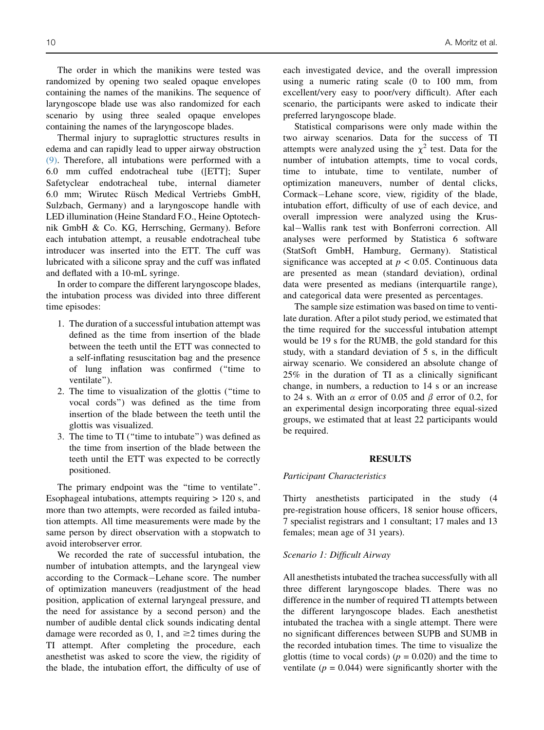The order in which the manikins were tested was randomized by opening two sealed opaque envelopes containing the names of the manikins. The sequence of laryngoscope blade use was also randomized for each scenario by using three sealed opaque envelopes containing the names of the laryngoscope blades.

Thermal injury to supraglottic structures results in edema and can rapidly lead to upper airway obstruction (9). Therefore, all intubations were performed with a 6.0 mm cuffed endotracheal tube ([ETT]; Super Safetyclear endotracheal tube, internal diameter 6.0 mm; Wirutec Rüsch Medical Vertriebs GmbH, Sulzbach, Germany) and a laryngoscope handle with LED illumination (Heine Standard F.O., Heine Optotechnik GmbH & Co. KG, Herrsching, Germany). Before each intubation attempt, a reusable endotracheal tube introducer was inserted into the ETT. The cuff was lubricated with a silicone spray and the cuff was inflated and deflated with a 10-mL syringe.

In order to compare the different laryngoscope blades, the intubation process was divided into three different time episodes:

1. The duration of a successful intubation attempt was defined as the time from insertion of the blade between the teeth until the ETT was connected to a self-inflating resuscitation bag and the presence of lung inflation was confirmed ("time to ventilate").
2. The time to visualization of the glottis ("time to vocal cords") was defined as the time from insertion of the blade between the teeth until the glottis was visualized.
3. The time to TI ("time to intubate") was defined as the time from insertion of the blade between the teeth until the ETT was expected to be correctly positioned.

The primary endpoint was the "time to ventilate". Esophageal intubations, attempts requiring > 120 s, and more than two attempts, were recorded as failed intubation attempts. All time measurements were made by the same person by direct observation with a stopwatch to avoid interobserver error.

We recorded the rate of successful intubation, the number of intubation attempts, and the laryngeal view according to the Cormack−Lehane score. The number of optimization maneuvers (readjustment of the head position, application of external laryngeal pressure, and the need for assistance by a second person) and the number of audible dental click sounds indicating dental damage were recorded as 0, 1, and ≥2 times during the TI attempt. After completing the procedure, each anesthetist was asked to score the view, the rigidity of the blade, the intubation effort, the difficulty of use of each investigated device, and the overall impression using a numeric rating scale (0 to 100 mm, from excellent/very easy to poor/very difficult). After each scenario, the participants were asked to indicate their preferred laryngoscope blade.

Statistical comparisons were only made within the two airway scenarios. Data for the success of TI attempts were analyzed using the $\chi^2$ test. Data for the number of intubation attempts, time to vocal cords, time to intubate, time to ventilate, number of optimization maneuvers, number of dental clicks, Cormack−Lehane score, view, rigidity of the blade, intubation effort, difficulty of use of each device, and overall impression were analyzed using the Kruskal−Wallis rank test with Bonferroni correction. All analyses were performed by Statistica 6 software (StatSoft GmbH, Hamburg, Germany). Statistical significance was accepted at $p < 0.05$. Continuous data are presented as mean (standard deviation), ordinal data were presented as medians (interquartile range), and categorical data were presented as percentages.

The sample size estimation was based on time to ventilate duration. After a pilot study period, we estimated that the time required for the successful intubation attempt would be 19 s for the RUMB, the gold standard for this study, with a standard deviation of 5 s, in the difficult airway scenario. We considered an absolute change of 25% in the duration of TI as a clinically significant change, in numbers, a reduction to 14 s or an increase to 24 s. With an $\alpha$ error of 0.05 and $\beta$ error of 0.2, for an experimental design incorporating three equal-sized groups, we estimated that at least 22 participants would be required.

## RESULTS

### *Participant Characteristics*

Thirty anesthetists participated in the study (4 pre-registration house officers, 18 senior house officers, 7 specialist registrars and 1 consultant; 17 males and 13 females; mean age of 31 years).

### *Scenario 1: Difficult Airway*

All anesthetists intubated the trachea successfully with all three different laryngoscope blades. There was no difference in the number of required TI attempts between the different laryngoscope blades. Each anesthetist intubated the trachea with a single attempt. There were no significant differences between SUPB and SUMB in the recorded intubation times. The time to visualize the glottis (time to vocal cords) ($p = 0.020$) and the time to ventilate ($p = 0.044$) were significantly shorter with the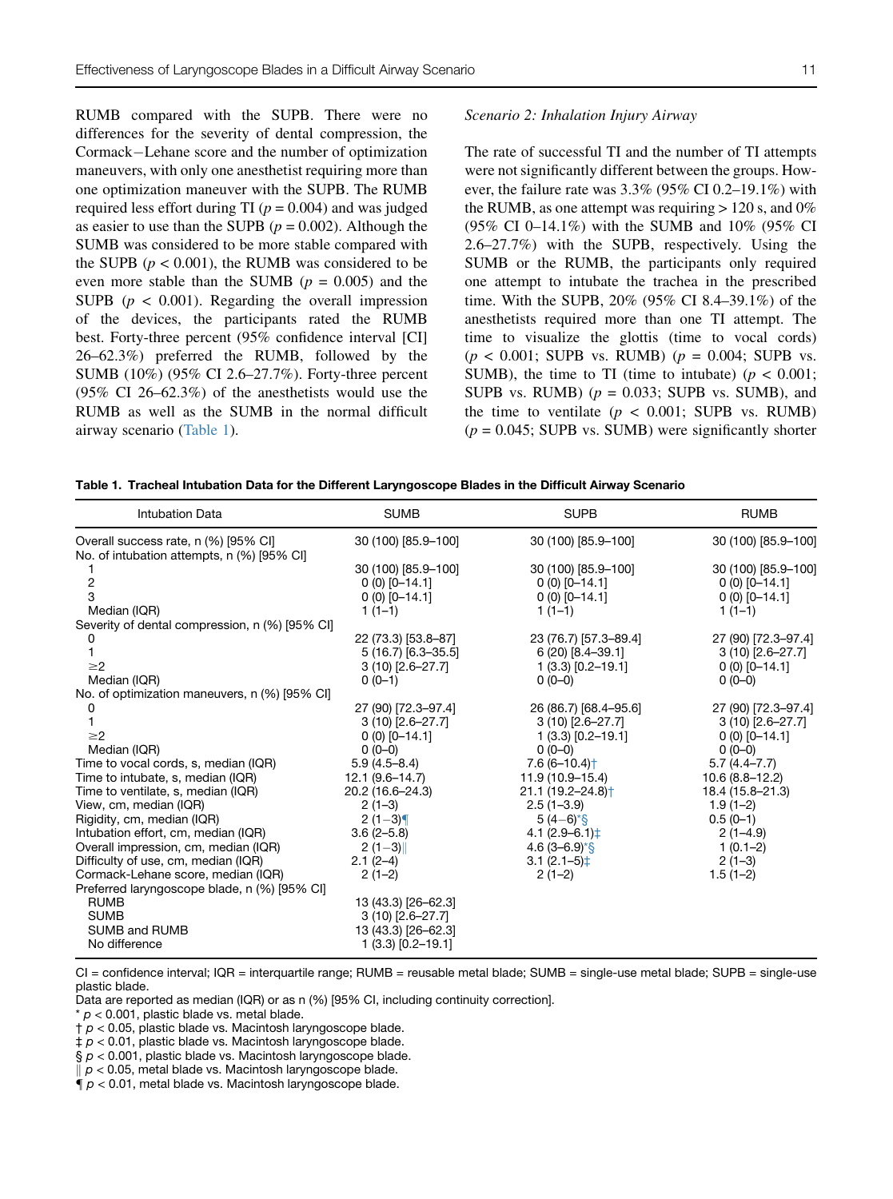RUMB compared with the SUPB. There were no differences for the severity of dental compression, the Cormack−Lehane score and the number of optimization maneuvers, with only one anesthetist requiring more than one optimization maneuver with the SUPB. The RUMB required less effort during TI ($p = 0.004$) and was judged as easier to use than the SUPB ($p = 0.002$). Although the SUMB was considered to be more stable compared with the SUPB ($p < 0.001$), the RUMB was considered to be even more stable than the SUMB ($p = 0.005$) and the SUPB ($p < 0.001$). Regarding the overall impression of the devices, the participants rated the RUMB best. Forty-three percent (95% confidence interval [CI] 26–62.3%) preferred the RUMB, followed by the SUMB (10%) (95% CI 2.6–27.7%). Forty-three percent (95% CI 26–62.3%) of the anesthetists would use the RUMB as well as the SUMB in the normal difficult airway scenario (Table 1).

*Scenario 2: Inhalation Injury Airway*

The rate of successful TI and the number of TI attempts were not significantly different between the groups. However, the failure rate was 3.3% (95% CI 0.2–19.1%) with the RUMB, as one attempt was requiring > 120 s, and 0% (95% CI 0–14.1%) with the SUMB and 10% (95% CI 2.6–27.7%) with the SUPB, respectively. Using the SUMB or the RUMB, the participants only required one attempt to intubate the trachea in the prescribed time. With the SUPB, 20% (95% CI 8.4–39.1%) of the anesthetists required more than one TI attempt. The time to visualize the glottis (time to vocal cords) ($p < 0.001$; SUPB vs. RUMB) ($p = 0.004$; SUPB vs. SUMB), the time to TI (time to intubate) ($p < 0.001$; SUPB vs. RUMB) ($p = 0.033$; SUPB vs. SUMB), and the time to ventilate ($p < 0.001$; SUPB vs. RUMB) ($p = 0.045$; SUPB vs. SUMB) were significantly shorter

**Table 1. Tracheal Intubation Data for the Different Laryngoscope Blades in the Difficult Airway Scenario**

| Intubation Data | SUMB | SUPB | RUMB |
|---|---|---|---|
| Overall success rate, n (%) [95% CI] | 30 (100) [85.9–100] | 30 (100) [85.9–100] | 30 (100) [85.9–100] |
| No. of intubation attempts, n (%) [95% CI] | | | |
| 1 | 30 (100) [85.9–100] | 30 (100) [85.9–100] | 30 (100) [85.9–100] |
| 2 | 0 (0) [0–14.1] | 0 (0) [0–14.1] | 0 (0) [0–14.1] |
| 3 | 0 (0) [0–14.1] | 0 (0) [0–14.1] | 0 (0) [0–14.1] |
| Median (IQR) | 1 (1–1) | 1 (1–1) | 1 (1–1) |
| Severity of dental compression, n (%) [95% CI] | | | |
| 0 | 22 (73.3) [53.8–87] | 23 (76.7) [57.3–89.4] | 27 (90) [72.3–97.4] |
| 1 | 5 (16.7) [6.3–35.5] | 6 (20) [8.4–39.1] | 3 (10) [2.6–27.7] |
| ≥2 | 3 (10) [2.6–27.7] | 1 (3.3) [0.2–19.1] | 0 (0) [0–14.1] |
| Median (IQR) | 0 (0–1) | 0 (0–0) | 0 (0–0) |
| No. of optimization maneuvers, n (%) [95% CI] | | | |
| 0 | 27 (90) [72.3–97.4] | 26 (86.7) [68.4–95.6] | 27 (90) [72.3–97.4] |
| 1 | 3 (10) [2.6–27.7] | 3 (10) [2.6–27.7] | 3 (10) [2.6–27.7] |
| ≥2 | 0 (0) [0–14.1] | 1 (3.3) [0.2–19.1] | 0 (0) [0–14.1] |
| Median (IQR) | 0 (0–0) | 0 (0–0) | 0 (0–0) |
| Time to vocal cords, s, median (IQR) | 5.9 (4.5–8.4) | 7.6 (6–10.4)† | 5.7 (4.4–7.7) |
| Time to intubate, s, median (IQR) | 12.1 (9.6–14.7) | 11.9 (10.9–15.4) | 10.6 (8.8–12.2) |
| Time to ventilate, s, median (IQR) | 20.2 (16.6–24.3) | 21.1 (19.2–24.8)† | 18.4 (15.8–21.3) |
| View, cm, median (IQR) | 2 (1–3) | 2.5 (1–3.9) | 1.9 (1–2) |
| Rigidity, cm, median (IQR) | 2 (1−3)¶ | 5 (4−6)*§ | 0.5 (0–1) |
| Intubation effort, cm, median (IQR) | 3.6 (2–5.8) | 4.1 (2.9–6.1)‡ | 2 (1–4.9) |
| Overall impression, cm, median (IQR) | 2 (1−3)‖ | 4.6 (3–6.9)*§ | 1 (0.1–2) |
| Difficulty of use, cm, median (IQR) | 2.1 (2–4) | 3.1 (2.1–5)‡ | 2 (1–3) |
| Cormack-Lehane score, median (IQR) | 2 (1–2) | 2 (1–2) | 1.5 (1–2) |
| Preferred laryngoscope blade, n (%) [95% CI] | | | |
| RUMB | 13 (43.3) [26–62.3] | | |
| SUMB | 3 (10) [2.6–27.7] | | |
| SUMB and RUMB | 13 (43.3) [26–62.3] | | |
| No difference | 1 (3.3) [0.2–19.1] | | |

CI = confidence interval; IQR = interquartile range; RUMB = reusable metal blade; SUMB = single-use metal blade; SUPB = single-use plastic blade.

Data are reported as median (IQR) or as n (%) [95% CI, including continuity correction].

\* $p < 0.001$, plastic blade vs. metal blade.

† $p < 0.05$, plastic blade vs. Macintosh laryngoscope blade.

‡ $p < 0.01$, plastic blade vs. Macintosh laryngoscope blade.

§ $p < 0.001$, plastic blade vs. Macintosh laryngoscope blade.

‖ $p < 0.05$, metal blade vs. Macintosh laryngoscope blade.

¶ $p < 0.01$, metal blade vs. Macintosh laryngoscope blade.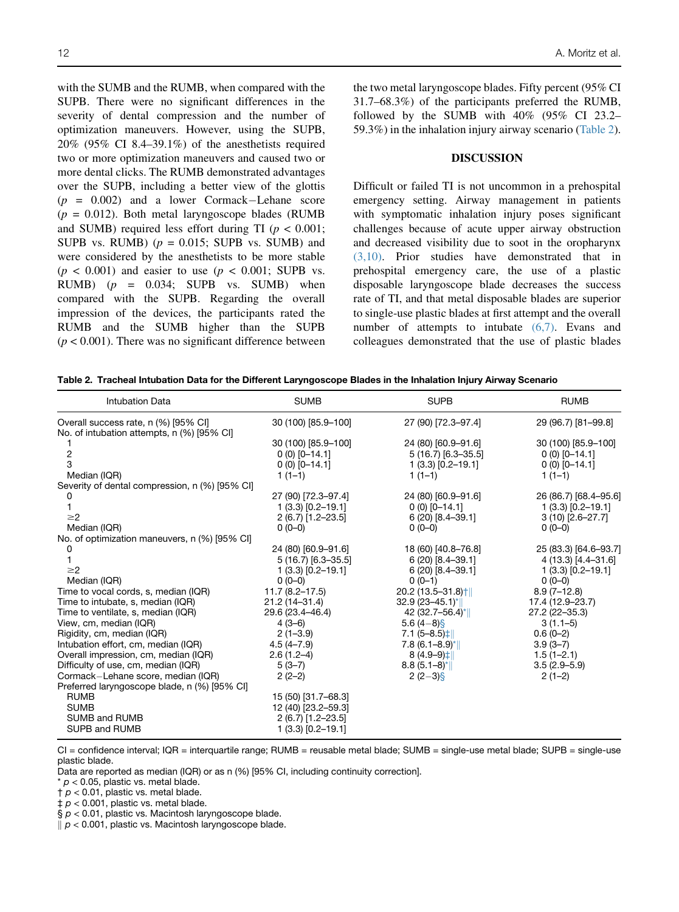with the SUMB and the RUMB, when compared with the SUPB. There were no significant differences in the severity of dental compression and the number of optimization maneuvers. However, using the SUPB, 20% (95% CI 8.4–39.1%) of the anesthetists required two or more optimization maneuvers and caused two or more dental clicks. The RUMB demonstrated advantages over the SUPB, including a better view of the glottis ($p$ = 0.002) and a lower Cormack−Lehane score ($p$ = 0.012). Both metal laryngoscope blades (RUMB and SUMB) required less effort during TI ($p < 0.001$; SUPB vs. RUMB) ($p$ = 0.015; SUPB vs. SUMB) and were considered by the anesthetists to be more stable ($p < 0.001$) and easier to use ($p < 0.001$; SUPB vs. RUMB) ($p$ = 0.034; SUPB vs. SUMB) when compared with the SUPB. Regarding the overall impression of the devices, the participants rated the RUMB and the SUMB higher than the SUPB ($p < 0.001$). There was no significant difference between the two metal laryngoscope blades. Fifty percent (95% CI 31.7–68.3%) of the participants preferred the RUMB, followed by the SUMB with 40% (95% CI 23.2–59.3%) in the inhalation injury airway scenario (Table 2).

## DISCUSSION

Difficult or failed TI is not uncommon in a prehospital emergency setting. Airway management in patients with symptomatic inhalation injury poses significant challenges because of acute upper airway obstruction and decreased visibility due to soot in the oropharynx (3,10). Prior studies have demonstrated that in prehospital emergency care, the use of a plastic disposable laryngoscope blade decreases the success rate of TI, and that metal disposable blades are superior to single-use plastic blades at first attempt and the overall number of attempts to intubate (6,7). Evans and colleagues demonstrated that the use of plastic blades

**Table 2. Tracheal Intubation Data for the Different Laryngoscope Blades in the Inhalation Injury Airway Scenario**

| Intubation Data | SUMB | SUPB | RUMB |
|---|---|---|---|
| Overall success rate, n (%) [95% CI] | 30 (100) [85.9–100] | 27 (90) [72.3–97.4] | 29 (96.7) [81–99.8] |
| No. of intubation attempts, n (%) [95% CI] | | | |
| 1 | 30 (100) [85.9–100] | 24 (80) [60.9–91.6] | 30 (100) [85.9–100] |
| 2 | 0 (0) [0–14.1] | 5 (16.7) [6.3–35.5] | 0 (0) [0–14.1] |
| 3 | 0 (0) [0–14.1] | 1 (3.3) [0.2–19.1] | 0 (0) [0–14.1] |
| Median (IQR) | 1 (1–1) | 1 (1–1) | 1 (1–1) |
| Severity of dental compression, n (%) [95% CI] | | | |
| 0 | 27 (90) [72.3–97.4] | 24 (80) [60.9–91.6] | 26 (86.7) [68.4–95.6] |
| 1 | 1 (3.3) [0.2–19.1] | 0 (0) [0–14.1] | 1 (3.3) [0.2–19.1] |
| ≥2 | 2 (6.7) [1.2–23.5] | 6 (20) [8.4–39.1] | 3 (10) [2.6–27.7] |
| Median (IQR) | 0 (0–0) | 0 (0–0) | 0 (0–0) |
| No. of optimization maneuvers, n (%) [95% CI] | | | |
| 0 | 24 (80) [60.9–91.6] | 18 (60) [40.8–76.8] | 25 (83.3) [64.6–93.7] |
| 1 | 5 (16.7) [6.3–35.5] | 6 (20) [8.4–39.1] | 4 (13.3) [4.4–31.6] |
| ≥2 | 1 (3.3) [0.2–19.1] | 6 (20) [8.4–39.1] | 1 (3.3) [0.2–19.1] |
| Median (IQR) | 0 (0–0) | 0 (0–1) | 0 (0–0) |
| Time to vocal cords, s, median (IQR) | 11.7 (8.2–17.5) | 20.2 (13.5–31.8)†‖ | 8.9 (7–12.8) |
| Time to intubate, s, median (IQR) | 21.2 (14–31.4) | 32.9 (23–45.1)*‖ | 17.4 (12.9–23.7) |
| Time to ventilate, s, median (IQR) | 29.6 (23.4–46.4) | 42 (32.7–56.4)*‖ | 27.2 (22–35.3) |
| View, cm, median (IQR) | 4 (3–6) | 5.6 (4−8)§ | 3 (1.1–5) |
| Rigidity, cm, median (IQR) | 2 (1–3.9) | 7.1 (5–8.5)‡‖ | 0.6 (0–2) |
| Intubation effort, cm, median (IQR) | 4.5 (4–7.9) | 7.8 (6.1–8.9)*‖ | 3.9 (3–7) |
| Overall impression, cm, median (IQR) | 2.6 (1.2–4) | 8 (4.9–9)‡‖ | 1.5 (1–2.1) |
| Difficulty of use, cm, median (IQR) | 5 (3–7) | 8.8 (5.1–8)*‖ | 3.5 (2.9–5.9) |
| Cormack−Lehane score, median (IQR) | 2 (2–2) | 2 (2−3)§ | 2 (1–2) |
| Preferred laryngoscope blade, n (%) [95% CI] | | | |
| RUMB | 15 (50) [31.7–68.3] | | |
| SUMB | 12 (40) [23.2–59.3] | | |
| SUMB and RUMB | 2 (6.7) [1.2–23.5] | | |
| SUPB and RUMB | 1 (3.3) [0.2–19.1] | | |

CI = confidence interval; IQR = interquartile range; RUMB = reusable metal blade; SUMB = single-use metal blade; SUPB = single-use plastic blade.

Data are reported as median (IQR) or as n (%) [95% CI, including continuity correction].

\* $p < 0.05$, plastic vs. metal blade.

† $p < 0.01$, plastic vs. metal blade.

‡ $p < 0.001$, plastic vs. metal blade.

§ $p < 0.01$, plastic vs. Macintosh laryngoscope blade.

‖ $p < 0.001$, plastic vs. Macintosh laryngoscope blade.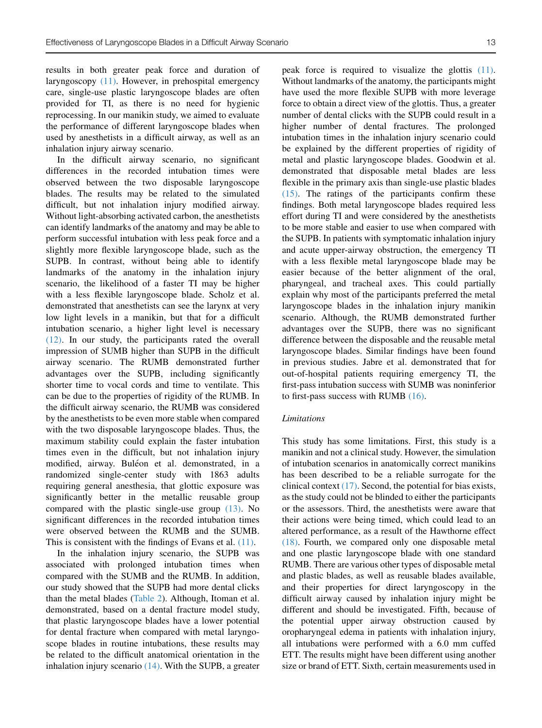results in both greater peak force and duration of laryngoscopy (11). However, in prehospital emergency care, single-use plastic laryngoscope blades are often provided for TI, as there is no need for hygienic reprocessing. In our manikin study, we aimed to evaluate the performance of different laryngoscope blades when used by anesthetists in a difficult airway, as well as an inhalation injury airway scenario.

In the difficult airway scenario, no significant differences in the recorded intubation times were observed between the two disposable laryngoscope blades. The results may be related to the simulated difficult, but not inhalation injury modified airway. Without light-absorbing activated carbon, the anesthetists can identify landmarks of the anatomy and may be able to perform successful intubation with less peak force and a slightly more flexible laryngoscope blade, such as the SUPB. In contrast, without being able to identify landmarks of the anatomy in the inhalation injury scenario, the likelihood of a faster TI may be higher with a less flexible laryngoscope blade. Scholz et al. demonstrated that anesthetists can see the larynx at very low light levels in a manikin, but that for a difficult intubation scenario, a higher light level is necessary (12). In our study, the participants rated the overall impression of SUMB higher than SUPB in the difficult airway scenario. The RUMB demonstrated further advantages over the SUPB, including significantly shorter time to vocal cords and time to ventilate. This can be due to the properties of rigidity of the RUMB. In the difficult airway scenario, the RUMB was considered by the anesthetists to be even more stable when compared with the two disposable laryngoscope blades. Thus, the maximum stability could explain the faster intubation times even in the difficult, but not inhalation injury modified, airway. Buléon et al. demonstrated, in a randomized single-center study with 1863 adults requiring general anesthesia, that glottic exposure was significantly better in the metallic reusable group compared with the plastic single-use group (13). No significant differences in the recorded intubation times were observed between the RUMB and the SUMB. This is consistent with the findings of Evans et al. (11).

In the inhalation injury scenario, the SUPB was associated with prolonged intubation times when compared with the SUMB and the RUMB. In addition, our study showed that the SUPB had more dental clicks than the metal blades (Table 2). Although, Itoman et al. demonstrated, based on a dental fracture model study, that plastic laryngoscope blades have a lower potential for dental fracture when compared with metal laryngoscope blades in routine intubations, these results may be related to the difficult anatomical orientation in the inhalation injury scenario (14). With the SUPB, a greater peak force is required to visualize the glottis (11). Without landmarks of the anatomy, the participants might have used the more flexible SUPB with more leverage force to obtain a direct view of the glottis. Thus, a greater number of dental clicks with the SUPB could result in a higher number of dental fractures. The prolonged intubation times in the inhalation injury scenario could be explained by the different properties of rigidity of metal and plastic laryngoscope blades. Goodwin et al. demonstrated that disposable metal blades are less flexible in the primary axis than single-use plastic blades (15). The ratings of the participants confirm these findings. Both metal laryngoscope blades required less effort during TI and were considered by the anesthetists to be more stable and easier to use when compared with the SUPB. In patients with symptomatic inhalation injury and acute upper-airway obstruction, the emergency TI with a less flexible metal laryngoscope blade may be easier because of the better alignment of the oral, pharyngeal, and tracheal axes. This could partially explain why most of the participants preferred the metal laryngoscope blades in the inhalation injury manikin scenario. Although, the RUMB demonstrated further advantages over the SUPB, there was no significant difference between the disposable and the reusable metal laryngoscope blades. Similar findings have been found in previous studies. Jabre et al. demonstrated that for out-of-hospital patients requiring emergency TI, the first-pass intubation success with SUMB was noninferior to first-pass success with RUMB (16).

### *Limitations*

This study has some limitations. First, this study is a manikin and not a clinical study. However, the simulation of intubation scenarios in anatomically correct manikins has been described to be a reliable surrogate for the clinical context (17). Second, the potential for bias exists, as the study could not be blinded to either the participants or the assessors. Third, the anesthetists were aware that their actions were being timed, which could lead to an altered performance, as a result of the Hawthorne effect (18). Fourth, we compared only one disposable metal and one plastic laryngoscope blade with one standard RUMB. There are various other types of disposable metal and plastic blades, as well as reusable blades available, and their properties for direct laryngoscopy in the difficult airway caused by inhalation injury might be different and should be investigated. Fifth, because of the potential upper airway obstruction caused by oropharyngeal edema in patients with inhalation injury, all intubations were performed with a 6.0 mm cuffed ETT. The results might have been different using another size or brand of ETT. Sixth, certain measurements used in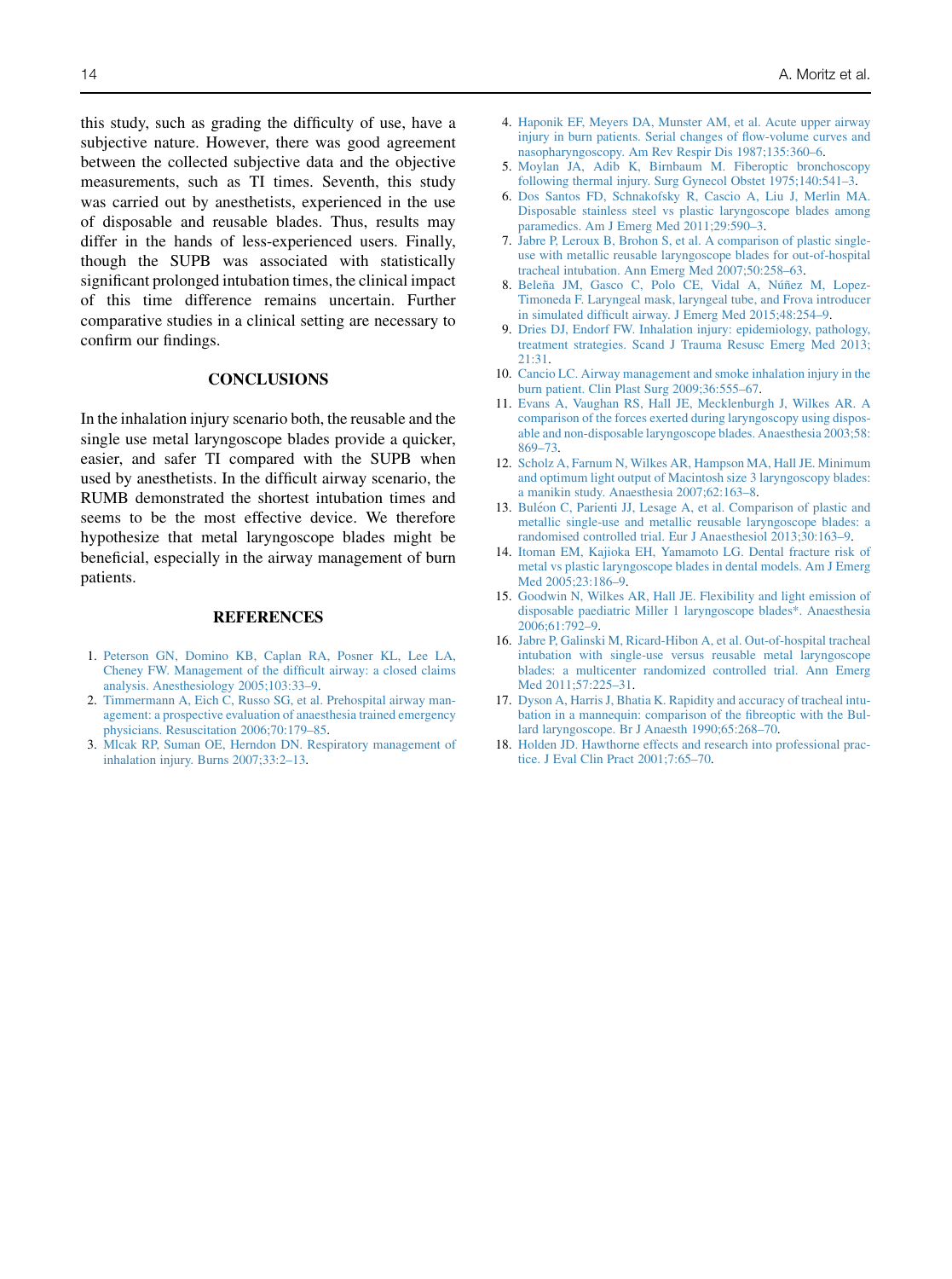this study, such as grading the difficulty of use, have a subjective nature. However, there was good agreement between the collected subjective data and the objective measurements, such as TI times. Seventh, this study was carried out by anesthetists, experienced in the use of disposable and reusable blades. Thus, results may differ in the hands of less-experienced users. Finally, though the SUPB was associated with statistically significant prolonged intubation times, the clinical impact of this time difference remains uncertain. Further comparative studies in a clinical setting are necessary to confirm our findings.

## CONCLUSIONS

In the inhalation injury scenario both, the reusable and the single use metal laryngoscope blades provide a quicker, easier, and safer TI compared with the SUPB when used by anesthetists. In the difficult airway scenario, the RUMB demonstrated the shortest intubation times and seems to be the most effective device. We therefore hypothesize that metal laryngoscope blades might be beneficial, especially in the airway management of burn patients.

## REFERENCES

1. Peterson GN, Domino KB, Caplan RA, Posner KL, Lee LA, Cheney FW. Management of the difficult airway: a closed claims analysis. Anesthesiology 2005;103:33–9.
2. Timmermann A, Eich C, Russo SG, et al. Prehospital airway management: a prospective evaluation of anaesthesia trained emergency physicians. Resuscitation 2006;70:179–85.
3. Mlcak RP, Suman OE, Herndon DN. Respiratory management of inhalation injury. Burns 2007;33:2–13.
4. Haponik EF, Meyers DA, Munster AM, et al. Acute upper airway injury in burn patients. Serial changes of flow-volume curves and nasopharyngoscopy. Am Rev Respir Dis 1987;135:360–6.
5. Moylan JA, Adib K, Birnbaum M. Fiberoptic bronchoscopy following thermal injury. Surg Gynecol Obstet 1975;140:541–3.
6. Dos Santos FD, Schnakofsky R, Cascio A, Liu J, Merlin MA. Disposable stainless steel vs plastic laryngoscope blades among paramedics. Am J Emerg Med 2011;29:590–3.
7. Jabre P, Leroux B, Brohon S, et al. A comparison of plastic single-use with metallic reusable laryngoscope blades for out-of-hospital tracheal intubation. Ann Emerg Med 2007;50:258–63.
8. Beleña JM, Gasco C, Polo CE, Vidal A, Núñez M, Lopez-Timoneda F. Laryngeal mask, laryngeal tube, and Frova introducer in simulated difficult airway. J Emerg Med 2015;48:254–9.
9. Dries DJ, Endorf FW. Inhalation injury: epidemiology, pathology, treatment strategies. Scand J Trauma Resusc Emerg Med 2013;21:31.
10. Cancio LC. Airway management and smoke inhalation injury in the burn patient. Clin Plast Surg 2009;36:555–67.
11. Evans A, Vaughan RS, Hall JE, Mecklenburgh J, Wilkes AR. A comparison of the forces exerted during laryngoscopy using disposable and non-disposable laryngoscope blades. Anaesthesia 2003;58:869–73.
12. Scholz A, Farnum N, Wilkes AR, Hampson MA, Hall JE. Minimum and optimum light output of Macintosh size 3 laryngoscopy blades: a manikin study. Anaesthesia 2007;62:163–8.
13. Buléon C, Parienti JJ, Lesage A, et al. Comparison of plastic and metallic single-use and metallic reusable laryngoscope blades: a randomised controlled trial. Eur J Anaesthesiol 2013;30:163–9.
14. Itoman EM, Kajioka EH, Yamamoto LG. Dental fracture risk of metal vs plastic laryngoscope blades in dental models. Am J Emerg Med 2005;23:186–9.
15. Goodwin N, Wilkes AR, Hall JE. Flexibility and light emission of disposable paediatric Miller 1 laryngoscope blades*. Anaesthesia 2006;61:792–9.
16. Jabre P, Galinski M, Ricard-Hibon A, et al. Out-of-hospital tracheal intubation with single-use versus reusable metal laryngoscope blades: a multicenter randomized controlled trial. Ann Emerg Med 2011;57:225–31.
17. Dyson A, Harris J, Bhatia K. Rapidity and accuracy of tracheal intubation in a mannequin: comparison of the fibreoptic with the Bullard laryngoscope. Br J Anaesth 1990;65:268–70.
18. Holden JD. Hawthorne effects and research into professional practice. J Eval Clin Pract 2001;7:65–70.